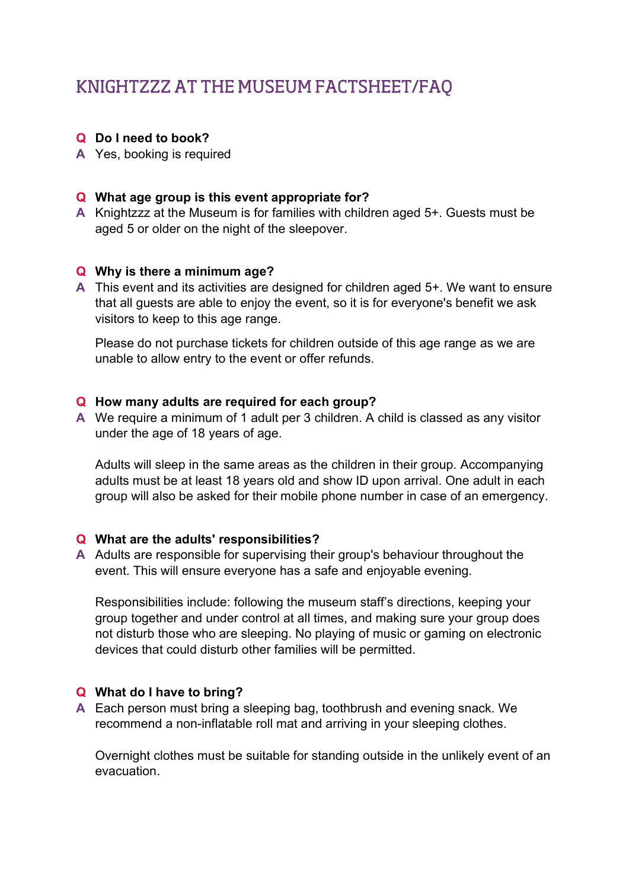# KNIGHTZZZ AT THE MUSEUM FACTSHEET/FAQ

**Q Do I need to book?**

A Yes, booking is required

**Q What age group is this event appropriate for?**

A Knightzzz at the Museum is for families with children aged 5+. Guests must be aged 5 or older on the night of the sleepover.

**Q Why is there a minimum age?**

A This event and its activities are designed for children aged 5+. We want to ensure that all guests are able to enjoy the event, so it is for everyone's benefit we ask visitors to keep to this age range.

Please do not purchase tickets for children outside of this age range as we are unable to allow entry to the event or offer refunds.

**Q How many adults are required for each group?**

A We require a minimum of 1 adult per 3 children. A child is classed as any visitor under the age of 18 years of age.

Adults will sleep in the same areas as the children in their group. Accompanying adults must be at least 18 years old and show ID upon arrival. One adult in each group will also be asked for their mobile phone number in case of an emergency.

**Q What are the adults' responsibilities?**

A Adults are responsible for supervising their group's behaviour throughout the event. This will ensure everyone has a safe and enjoyable evening.

Responsibilities include: following the museum staff's directions, keeping your group together and under control at all times, and making sure your group does not disturb those who are sleeping. No playing of music or gaming on electronic devices that could disturb other families will be permitted.

**Q What do I have to bring?**

A Each person must bring a sleeping bag, toothbrush and evening snack. We recommend a non-inflatable roll mat and arriving in your sleeping clothes.

Overnight clothes must be suitable for standing outside in the unlikely event of an evacuation.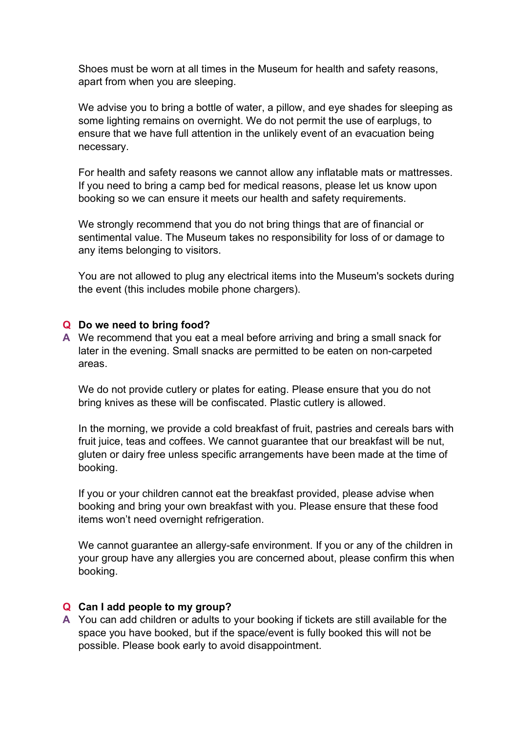Shoes must be worn at all times in the Museum for health and safety reasons, apart from when you are sleeping.

We advise you to bring a bottle of water, a pillow, and eye shades for sleeping as some lighting remains on overnight. We do not permit the use of earplugs, to ensure that we have full attention in the unlikely event of an evacuation being necessary.

For health and safety reasons we cannot allow any inflatable mats or mattresses. If you need to bring a camp bed for medical reasons, please let us know upon booking so we can ensure it meets our health and safety requirements.

We strongly recommend that you do not bring things that are of financial or sentimental value. The Museum takes no responsibility for loss of or damage to any items belonging to visitors.

You are not allowed to plug any electrical items into the Museum's sockets during the event (this includes mobile phone chargers).

**Q Do we need to bring food?**

**A** We recommend that you eat a meal before arriving and bring a small snack for later in the evening. Small snacks are permitted to be eaten on non-carpeted areas.

We do not provide cutlery or plates for eating. Please ensure that you do not bring knives as these will be confiscated. Plastic cutlery is allowed.

In the morning, we provide a cold breakfast of fruit, pastries and cereals bars with fruit juice, teas and coffees. We cannot guarantee that our breakfast will be nut, gluten or dairy free unless specific arrangements have been made at the time of booking.

If you or your children cannot eat the breakfast provided, please advise when booking and bring your own breakfast with you. Please ensure that these food items won't need overnight refrigeration.

We cannot guarantee an allergy-safe environment. If you or any of the children in your group have any allergies you are concerned about, please confirm this when booking.

**Q Can I add people to my group?**

**A** You can add children or adults to your booking if tickets are still available for the space you have booked, but if the space/event is fully booked this will not be possible. Please book early to avoid disappointment.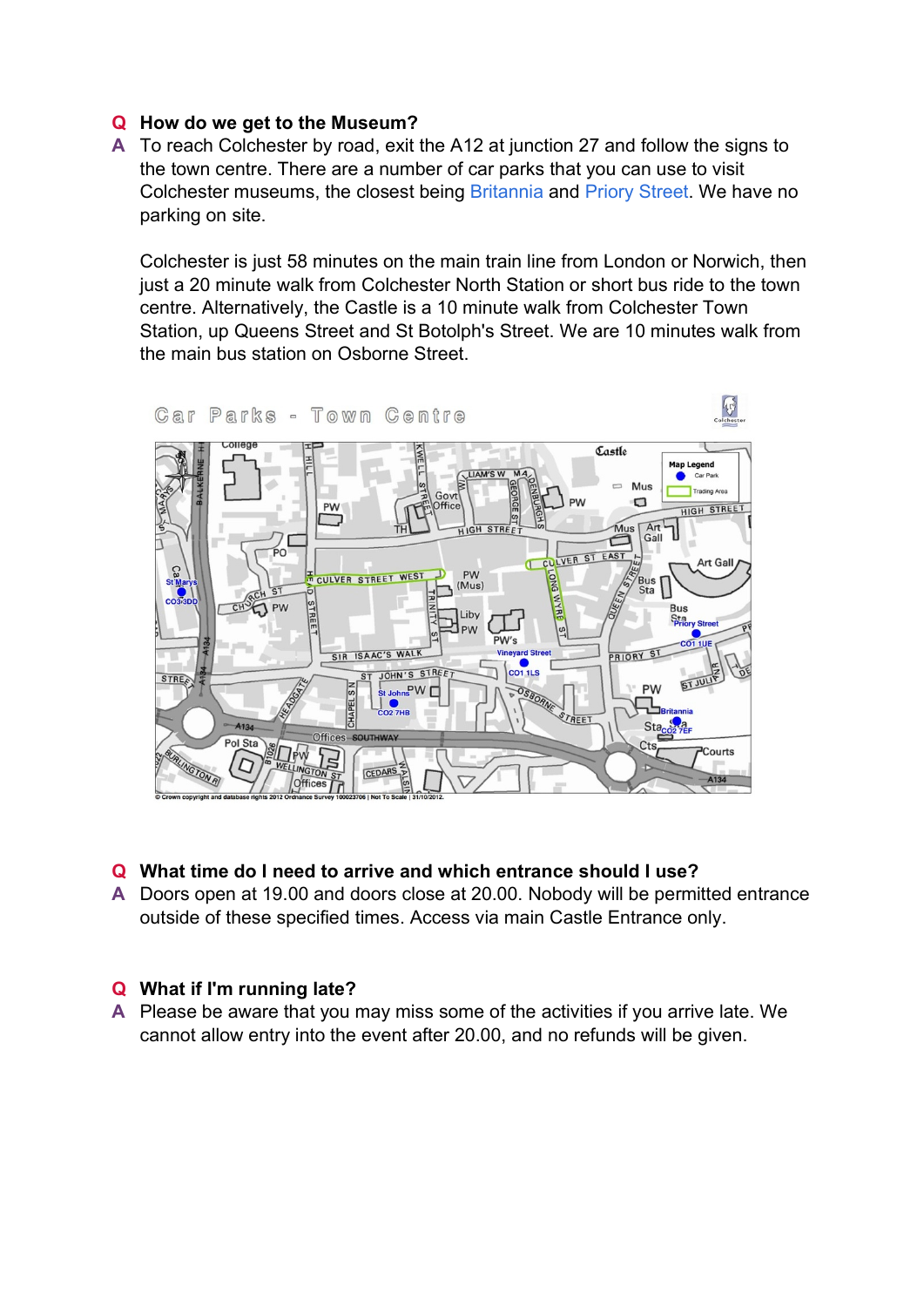**Q How do we get to the Museum?**

**A** To reach Colchester by road, exit the A12 at junction 27 and follow the signs to the town centre. There are a number of car parks that you can use to visit Colchester museums, the closest being Britannia and Priory Street. We have no parking on site.

Colchester is just 58 minutes on the main train line from London or Norwich, then just a 20 minute walk from Colchester North Station or short bus ride to the town centre. Alternatively, the Castle is a 10 minute walk from Colchester Town Station, up Queens Street and St Botolph's Street. We are 10 minutes walk from the main bus station on Osborne Street.

**Q What time do I need to arrive and which entrance should I use?**

**A** Doors open at 19.00 and doors close at 20.00. Nobody will be permitted entrance outside of these specified times. Access via main Castle Entrance only.

**Q What if I'm running late?**

**A** Please be aware that you may miss some of the activities if you arrive late. We cannot allow entry into the event after 20.00, and no refunds will be given.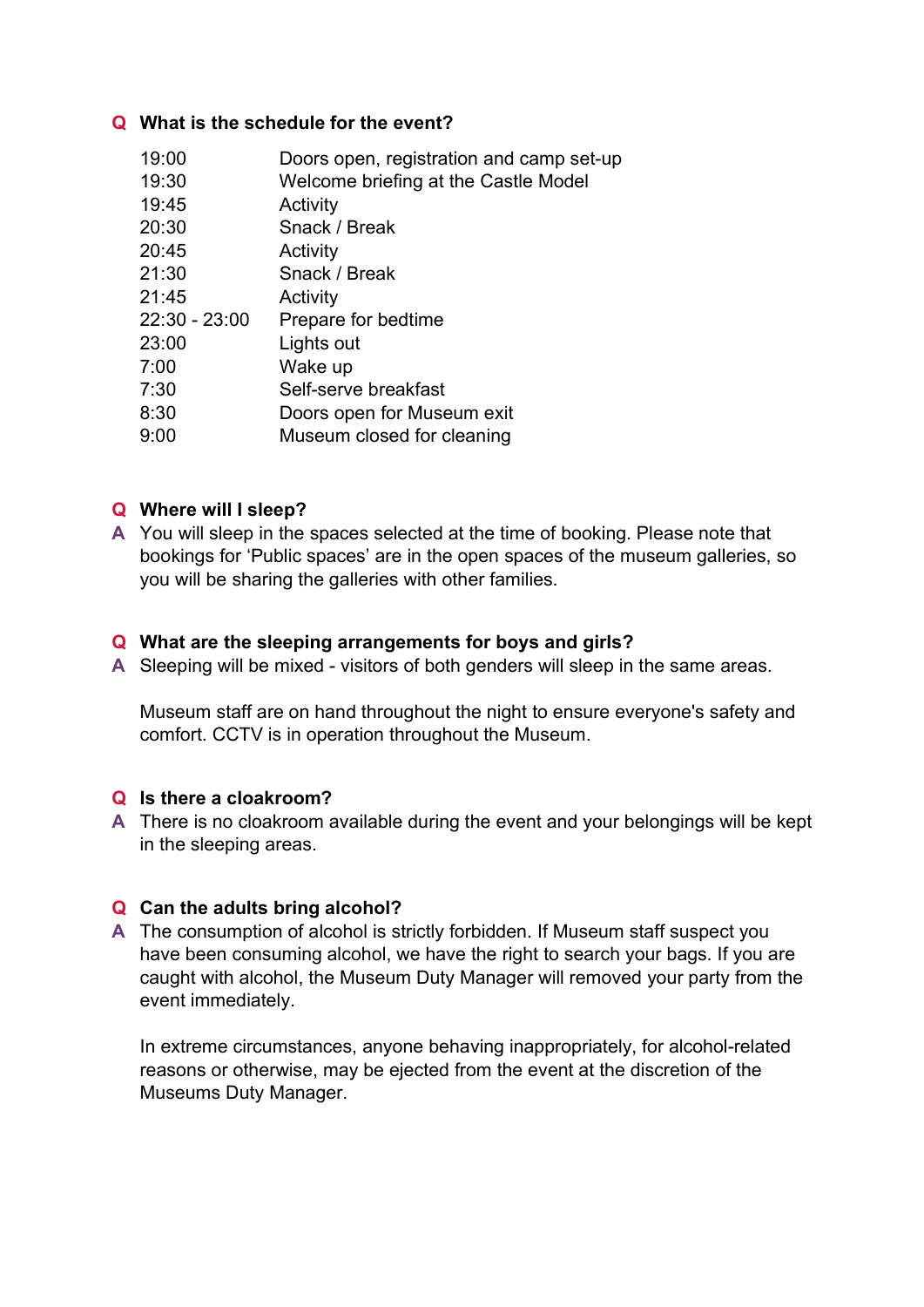**Q What is the schedule for the event?**

| | |
|---|---|
| 19:00 | Doors open, registration and camp set-up |
| 19:30 | Welcome briefing at the Castle Model |
| 19:45 | Activity |
| 20:30 | Snack / Break |
| 20:45 | Activity |
| 21:30 | Snack / Break |
| 21:45 | Activity |
| 22:30 - 23:00 | Prepare for bedtime |
| 23:00 | Lights out |
| 7:00 | Wake up |
| 7:30 | Self-serve breakfast |
| 8:30 | Doors open for Museum exit |
| 9:00 | Museum closed for cleaning |

**Q Where will I sleep?**

**A** You will sleep in the spaces selected at the time of booking. Please note that bookings for 'Public spaces' are in the open spaces of the museum galleries, so you will be sharing the galleries with other families.

**Q What are the sleeping arrangements for boys and girls?**

**A** Sleeping will be mixed - visitors of both genders will sleep in the same areas.

Museum staff are on hand throughout the night to ensure everyone's safety and comfort. CCTV is in operation throughout the Museum.

**Q Is there a cloakroom?**

**A** There is no cloakroom available during the event and your belongings will be kept in the sleeping areas.

**Q Can the adults bring alcohol?**

**A** The consumption of alcohol is strictly forbidden. If Museum staff suspect you have been consuming alcohol, we have the right to search your bags. If you are caught with alcohol, the Museum Duty Manager will removed your party from the event immediately.

In extreme circumstances, anyone behaving inappropriately, for alcohol-related reasons or otherwise, may be ejected from the event at the discretion of the Museums Duty Manager.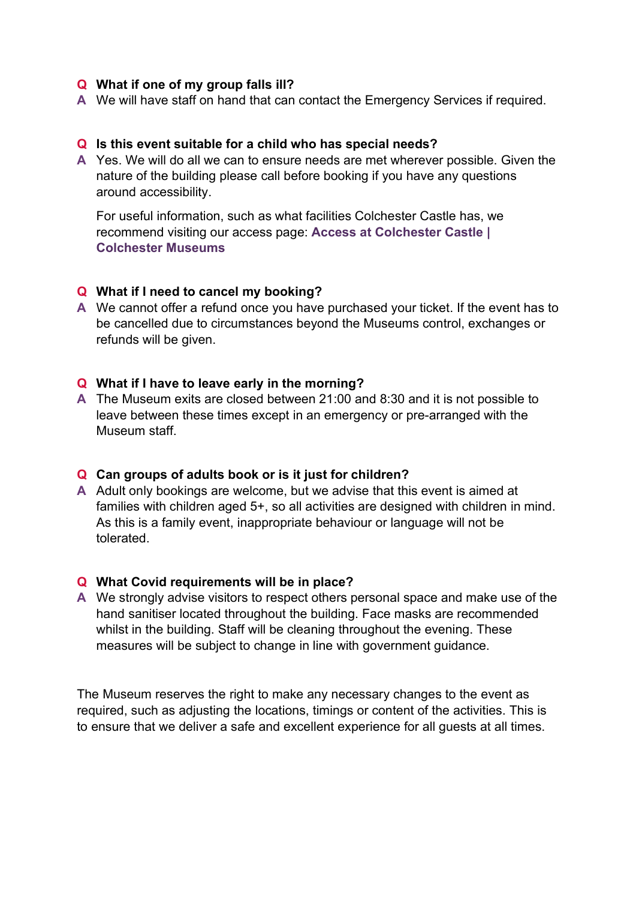**Q What if one of my group falls ill?**

**A** We will have staff on hand that can contact the Emergency Services if required.

**Q Is this event suitable for a child who has special needs?**

**A** Yes. We will do all we can to ensure needs are met wherever possible. Given the nature of the building please call before booking if you have any questions around accessibility.

For useful information, such as what facilities Colchester Castle has, we recommend visiting our access page: **Access at Colchester Castle | Colchester Museums**

**Q What if I need to cancel my booking?**

**A** We cannot offer a refund once you have purchased your ticket. If the event has to be cancelled due to circumstances beyond the Museums control, exchanges or refunds will be given.

**Q What if I have to leave early in the morning?**

**A** The Museum exits are closed between 21:00 and 8:30 and it is not possible to leave between these times except in an emergency or pre-arranged with the Museum staff.

**Q Can groups of adults book or is it just for children?**

**A** Adult only bookings are welcome, but we advise that this event is aimed at families with children aged 5+, so all activities are designed with children in mind. As this is a family event, inappropriate behaviour or language will not be tolerated.

**Q What Covid requirements will be in place?**

**A** We strongly advise visitors to respect others personal space and make use of the hand sanitiser located throughout the building. Face masks are recommended whilst in the building. Staff will be cleaning throughout the evening. These measures will be subject to change in line with government guidance.

The Museum reserves the right to make any necessary changes to the event as required, such as adjusting the locations, timings or content of the activities. This is to ensure that we deliver a safe and excellent experience for all guests at all times.